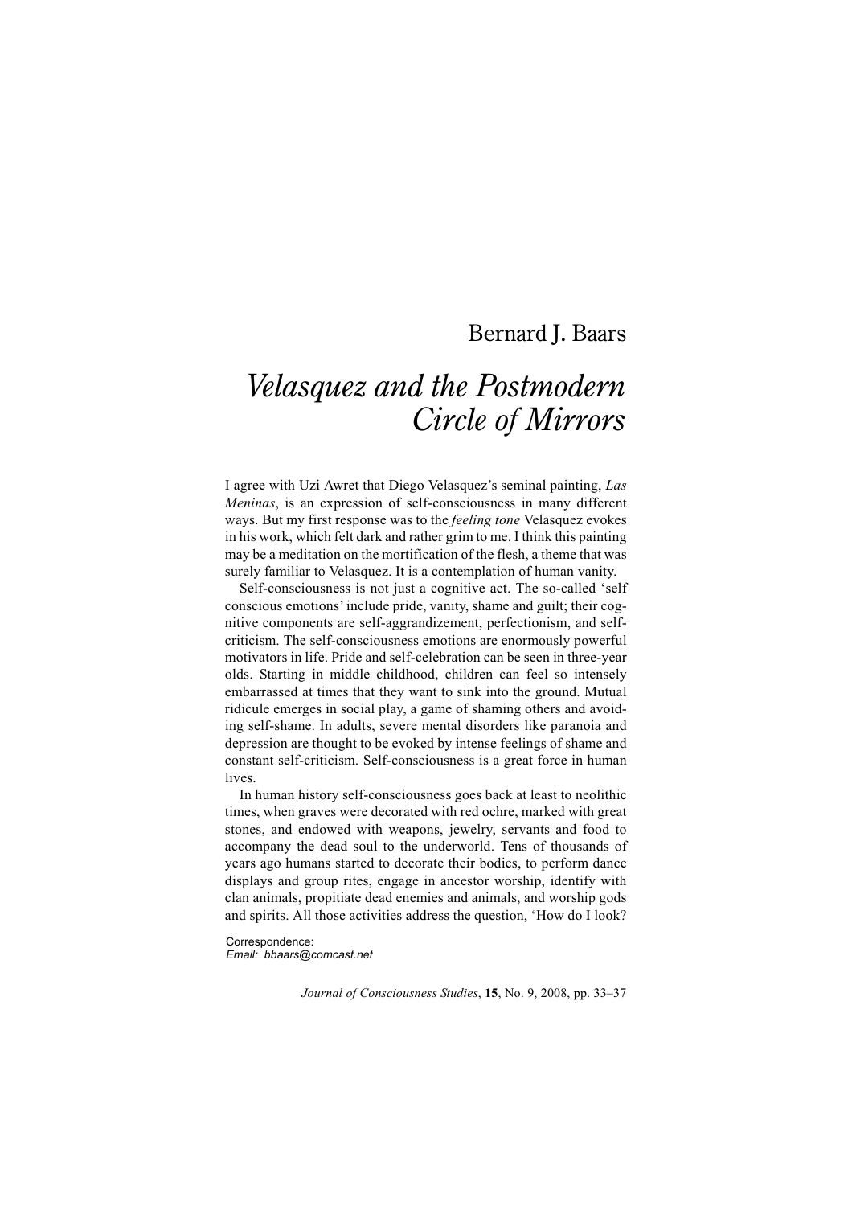Bernard J. Baars

# *Velasquez and the Postmodern Circle of Mirrors*

I agree with Uzi Awret that Diego Velasquez's seminal painting, *Las Meninas*, is an expression of self-consciousness in many different ways. But my first response was to the *feeling tone* Velasquez evokes in his work, which felt dark and rather grim to me. I think this painting may be a meditation on the mortification of the flesh, a theme that was surely familiar to Velasquez. It is a contemplation of human vanity.

Self-consciousness is not just a cognitive act. The so-called 'self conscious emotions' include pride, vanity, shame and guilt; their cognitive components are self-aggrandizement, perfectionism, and self-criticism. The self-consciousness emotions are enormously powerful motivators in life. Pride and self-celebration can be seen in three-year olds. Starting in middle childhood, children can feel so intensely embarrassed at times that they want to sink into the ground. Mutual ridicule emerges in social play, a game of shaming others and avoiding self-shame. In adults, severe mental disorders like paranoia and depression are thought to be evoked by intense feelings of shame and constant self-criticism. Self-consciousness is a great force in human lives.

In human history self-consciousness goes back at least to neolithic times, when graves were decorated with red ochre, marked with great stones, and endowed with weapons, jewelry, servants and food to accompany the dead soul to the underworld. Tens of thousands of years ago humans started to decorate their bodies, to perform dance displays and group rites, engage in ancestor worship, identify with clan animals, propitiate dead enemies and animals, and worship gods and spirits. All those activities address the question, 'How do I look?

Correspondence:
*Email: bbaars@comcast.net*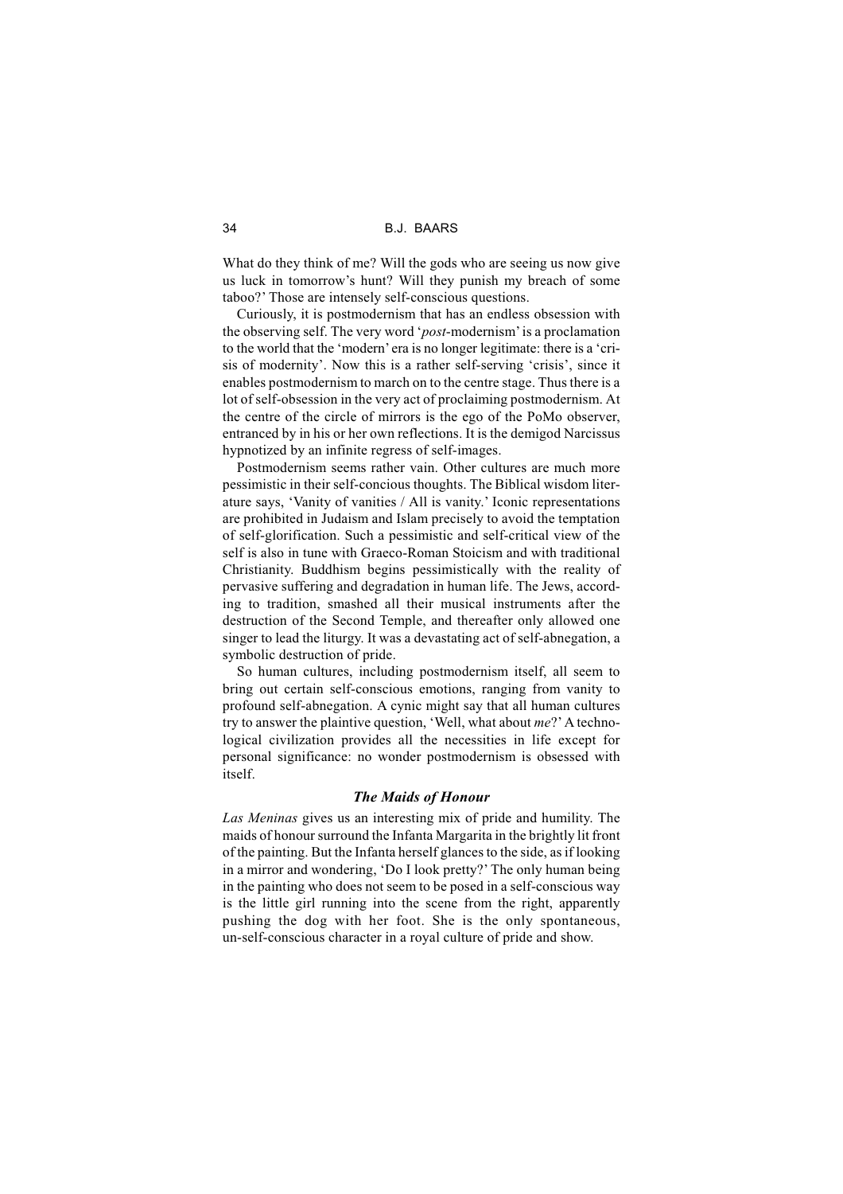What do they think of me? Will the gods who are seeing us now give us luck in tomorrow's hunt? Will they punish my breach of some taboo?' Those are intensely self-conscious questions.

Curiously, it is postmodernism that has an endless obsession with the observing self. The very word '*post*-modernism' is a proclamation to the world that the 'modern' era is no longer legitimate: there is a 'crisis of modernity'. Now this is a rather self-serving 'crisis', since it enables postmodernism to march on to the centre stage. Thus there is a lot of self-obsession in the very act of proclaiming postmodernism. At the centre of the circle of mirrors is the ego of the PoMo observer, entranced by in his or her own reflections. It is the demigod Narcissus hypnotized by an infinite regress of self-images.

Postmodernism seems rather vain. Other cultures are much more pessimistic in their self-concious thoughts. The Biblical wisdom literature says, 'Vanity of vanities / All is vanity.' Iconic representations are prohibited in Judaism and Islam precisely to avoid the temptation of self-glorification. Such a pessimistic and self-critical view of the self is also in tune with Graeco-Roman Stoicism and with traditional Christianity. Buddhism begins pessimistically with the reality of pervasive suffering and degradation in human life. The Jews, according to tradition, smashed all their musical instruments after the destruction of the Second Temple, and thereafter only allowed one singer to lead the liturgy. It was a devastating act of self-abnegation, a symbolic destruction of pride.

So human cultures, including postmodernism itself, all seem to bring out certain self-conscious emotions, ranging from vanity to profound self-abnegation. A cynic might say that all human cultures try to answer the plaintive question, 'Well, what about *me*?' A technological civilization provides all the necessities in life except for personal significance: no wonder postmodernism is obsessed with itself.

### *The Maids of Honour*

*Las Meninas* gives us an interesting mix of pride and humility. The maids of honour surround the Infanta Margarita in the brightly lit front of the painting. But the Infanta herself glances to the side, as if looking in a mirror and wondering, 'Do I look pretty?' The only human being in the painting who does not seem to be posed in a self-conscious way is the little girl running into the scene from the right, apparently pushing the dog with her foot. She is the only spontaneous, un-self-conscious character in a royal culture of pride and show.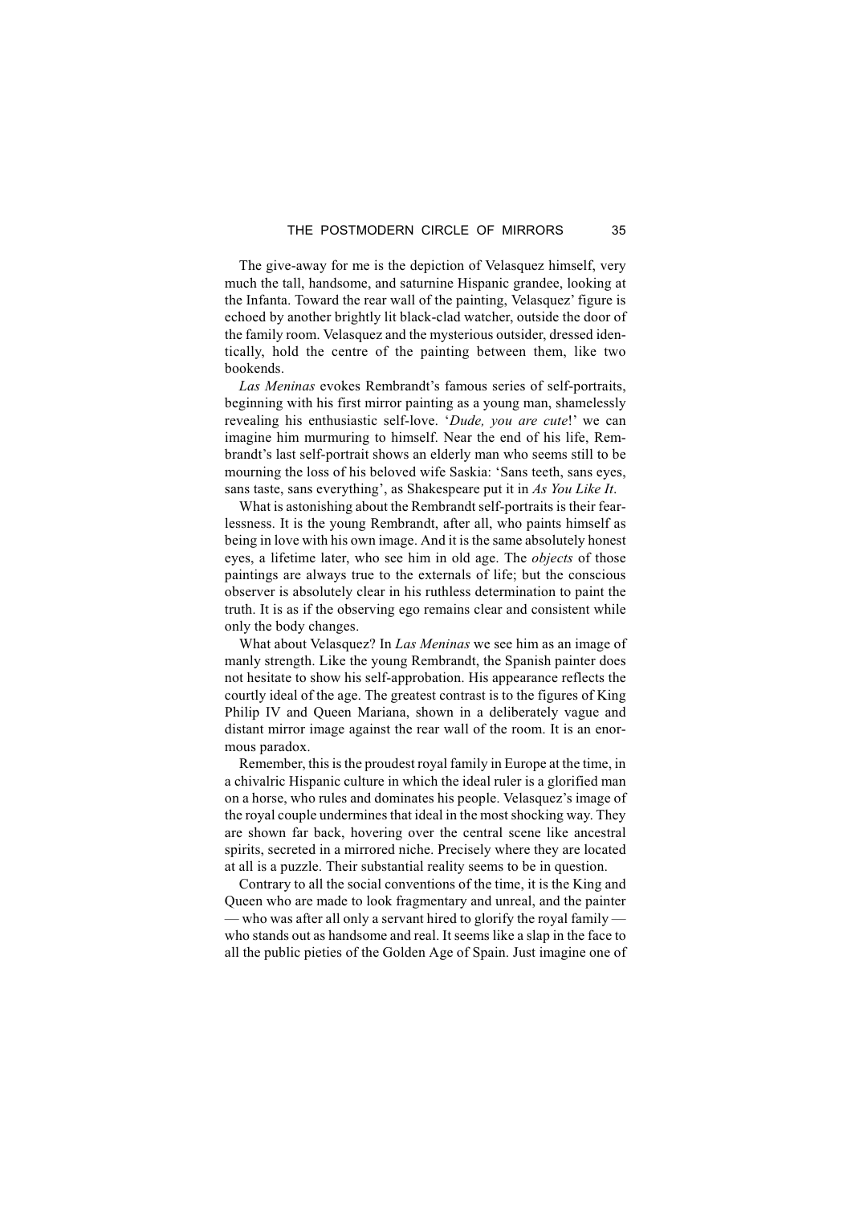The give-away for me is the depiction of Velasquez himself, very much the tall, handsome, and saturnine Hispanic grandee, looking at the Infanta. Toward the rear wall of the painting, Velasquez' figure is echoed by another brightly lit black-clad watcher, outside the door of the family room. Velasquez and the mysterious outsider, dressed identically, hold the centre of the painting between them, like two bookends.

*Las Meninas* evokes Rembrandt's famous series of self-portraits, beginning with his first mirror painting as a young man, shamelessly revealing his enthusiastic self-love. '*Dude, you are cute*!' we can imagine him murmuring to himself. Near the end of his life, Rembrandt's last self-portrait shows an elderly man who seems still to be mourning the loss of his beloved wife Saskia: 'Sans teeth, sans eyes, sans taste, sans everything', as Shakespeare put it in *As You Like It*.

What is astonishing about the Rembrandt self-portraits is their fearlessness. It is the young Rembrandt, after all, who paints himself as being in love with his own image. And it is the same absolutely honest eyes, a lifetime later, who see him in old age. The *objects* of those paintings are always true to the externals of life; but the conscious observer is absolutely clear in his ruthless determination to paint the truth. It is as if the observing ego remains clear and consistent while only the body changes.

What about Velasquez? In *Las Meninas* we see him as an image of manly strength. Like the young Rembrandt, the Spanish painter does not hesitate to show his self-approbation. His appearance reflects the courtly ideal of the age. The greatest contrast is to the figures of King Philip IV and Queen Mariana, shown in a deliberately vague and distant mirror image against the rear wall of the room. It is an enormous paradox.

Remember, this is the proudest royal family in Europe at the time, in a chivalric Hispanic culture in which the ideal ruler is a glorified man on a horse, who rules and dominates his people. Velasquez's image of the royal couple undermines that ideal in the most shocking way. They are shown far back, hovering over the central scene like ancestral spirits, secreted in a mirrored niche. Precisely where they are located at all is a puzzle. Their substantial reality seems to be in question.

Contrary to all the social conventions of the time, it is the King and Queen who are made to look fragmentary and unreal, and the painter — who was after all only a servant hired to glorify the royal family — who stands out as handsome and real. It seems like a slap in the face to all the public pieties of the Golden Age of Spain. Just imagine one of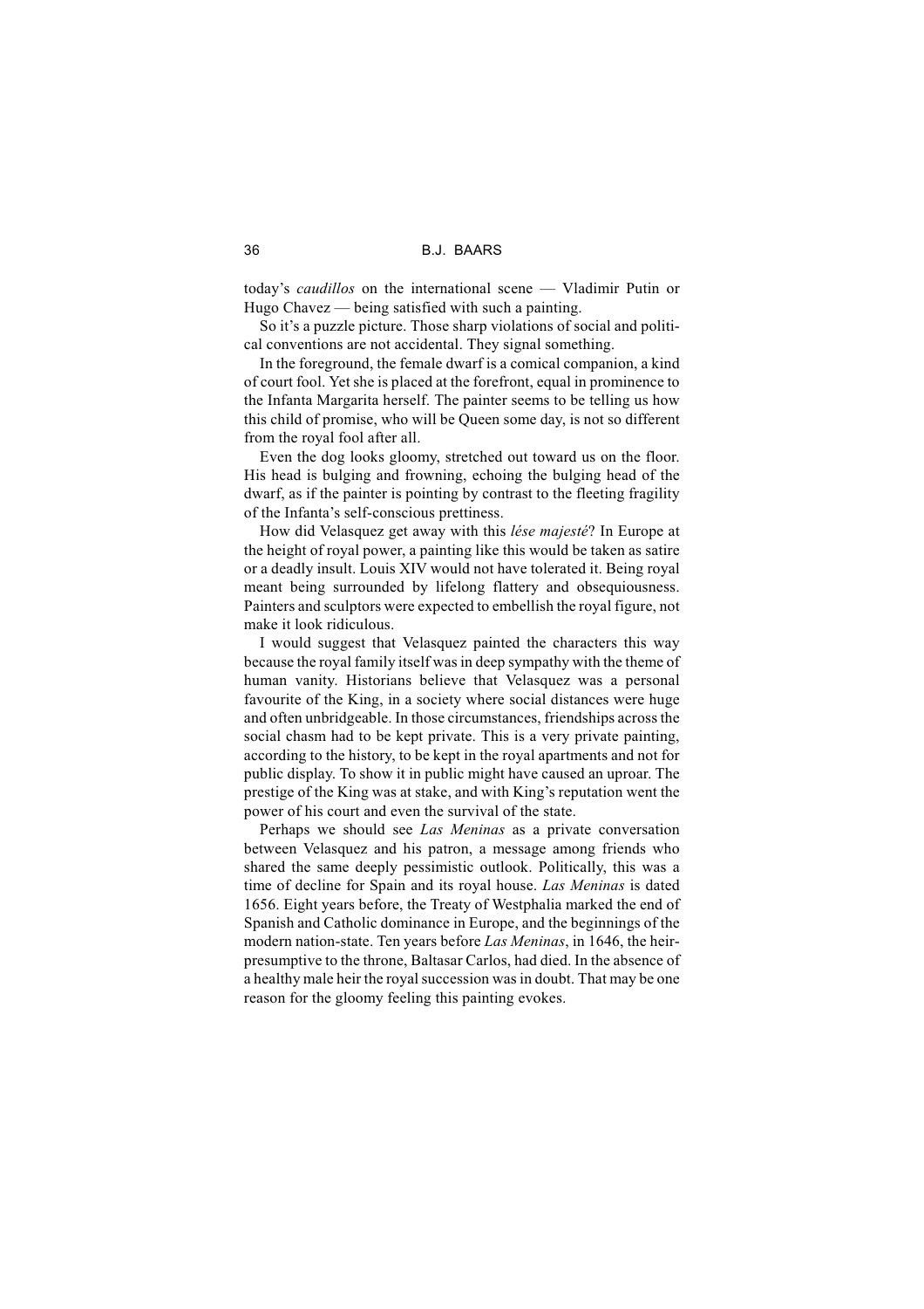today's *caudillos* on the international scene — Vladimir Putin or Hugo Chavez — being satisfied with such a painting.

So it's a puzzle picture. Those sharp violations of social and political conventions are not accidental. They signal something.

In the foreground, the female dwarf is a comical companion, a kind of court fool. Yet she is placed at the forefront, equal in prominence to the Infanta Margarita herself. The painter seems to be telling us how this child of promise, who will be Queen some day, is not so different from the royal fool after all.

Even the dog looks gloomy, stretched out toward us on the floor. His head is bulging and frowning, echoing the bulging head of the dwarf, as if the painter is pointing by contrast to the fleeting fragility of the Infanta's self-conscious prettiness.

How did Velasquez get away with this *lése majesté*? In Europe at the height of royal power, a painting like this would be taken as satire or a deadly insult. Louis XIV would not have tolerated it. Being royal meant being surrounded by lifelong flattery and obsequiousness. Painters and sculptors were expected to embellish the royal figure, not make it look ridiculous.

I would suggest that Velasquez painted the characters this way because the royal family itself was in deep sympathy with the theme of human vanity. Historians believe that Velasquez was a personal favourite of the King, in a society where social distances were huge and often unbridgeable. In those circumstances, friendships across the social chasm had to be kept private. This is a very private painting, according to the history, to be kept in the royal apartments and not for public display. To show it in public might have caused an uproar. The prestige of the King was at stake, and with King's reputation went the power of his court and even the survival of the state.

Perhaps we should see *Las Meninas* as a private conversation between Velasquez and his patron, a message among friends who shared the same deeply pessimistic outlook. Politically, this was a time of decline for Spain and its royal house. *Las Meninas* is dated 1656. Eight years before, the Treaty of Westphalia marked the end of Spanish and Catholic dominance in Europe, and the beginnings of the modern nation-state. Ten years before *Las Meninas*, in 1646, the heir-presumptive to the throne, Baltasar Carlos, had died. In the absence of a healthy male heir the royal succession was in doubt. That may be one reason for the gloomy feeling this painting evokes.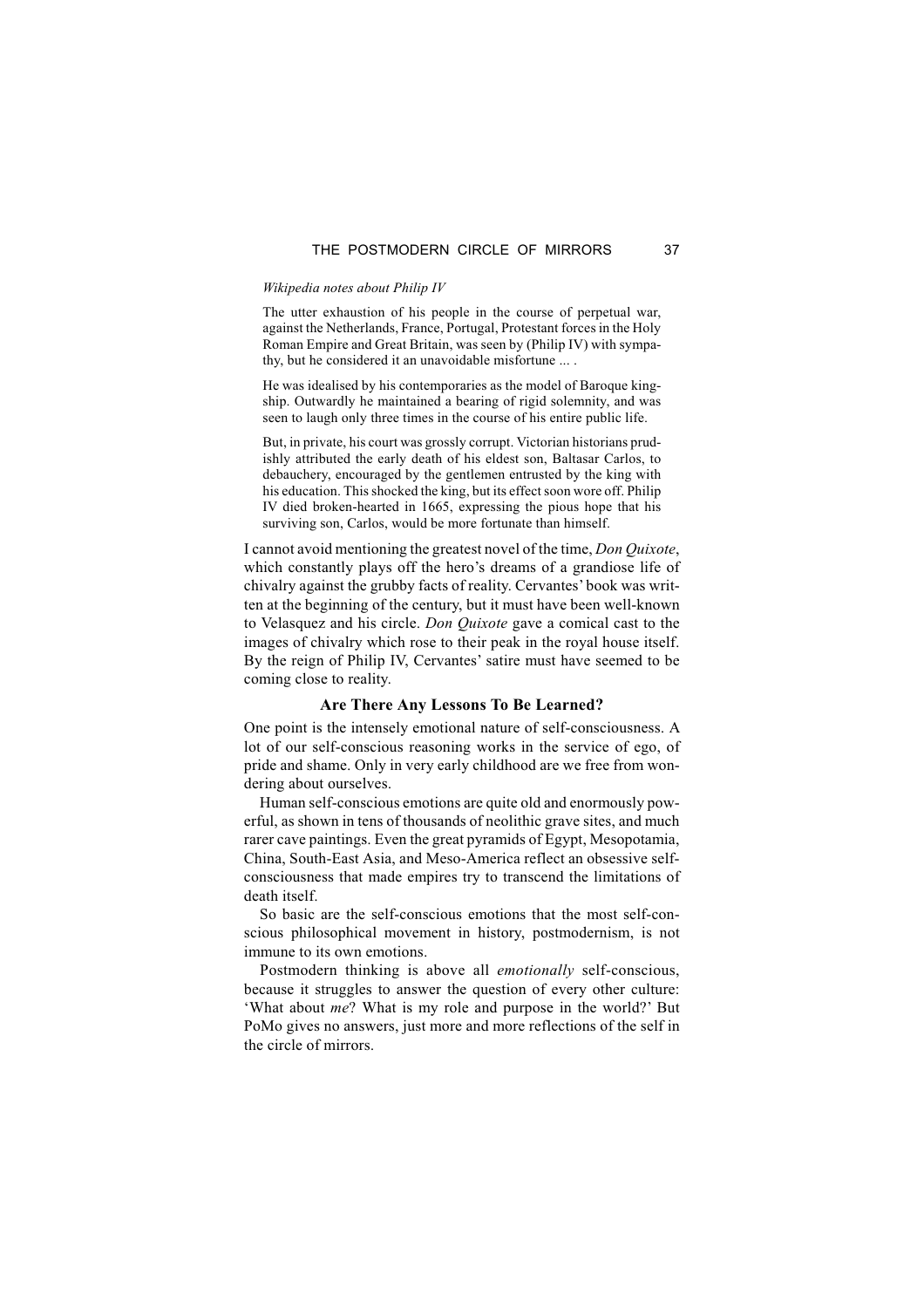*Wikipedia notes about Philip IV*

> The utter exhaustion of his people in the course of perpetual war, against the Netherlands, France, Portugal, Protestant forces in the Holy Roman Empire and Great Britain, was seen by (Philip IV) with sympathy, but he considered it an unavoidable misfortune ... .
>
> He was idealised by his contemporaries as the model of Baroque kingship. Outwardly he maintained a bearing of rigid solemnity, and was seen to laugh only three times in the course of his entire public life.
>
> But, in private, his court was grossly corrupt. Victorian historians prudishly attributed the early death of his eldest son, Baltasar Carlos, to debauchery, encouraged by the gentlemen entrusted by the king with his education. This shocked the king, but its effect soon wore off. Philip IV died broken-hearted in 1665, expressing the pious hope that his surviving son, Carlos, would be more fortunate than himself.

I cannot avoid mentioning the greatest novel of the time, *Don Quixote*, which constantly plays off the hero's dreams of a grandiose life of chivalry against the grubby facts of reality. Cervantes' book was written at the beginning of the century, but it must have been well-known to Velasquez and his circle. *Don Quixote* gave a comical cast to the images of chivalry which rose to their peak in the royal house itself. By the reign of Philip IV, Cervantes' satire must have seemed to be coming close to reality.

### Are There Any Lessons To Be Learned?

One point is the intensely emotional nature of self-consciousness. A lot of our self-conscious reasoning works in the service of ego, of pride and shame. Only in very early childhood are we free from wondering about ourselves.

Human self-conscious emotions are quite old and enormously powerful, as shown in tens of thousands of neolithic grave sites, and much rarer cave paintings. Even the great pyramids of Egypt, Mesopotamia, China, South-East Asia, and Meso-America reflect an obsessive self-consciousness that made empires try to transcend the limitations of death itself.

So basic are the self-conscious emotions that the most self-conscious philosophical movement in history, postmodernism, is not immune to its own emotions.

Postmodern thinking is above all *emotionally* self-conscious, because it struggles to answer the question of every other culture: 'What about *me*? What is my role and purpose in the world?' But PoMo gives no answers, just more and more reflections of the self in the circle of mirrors.